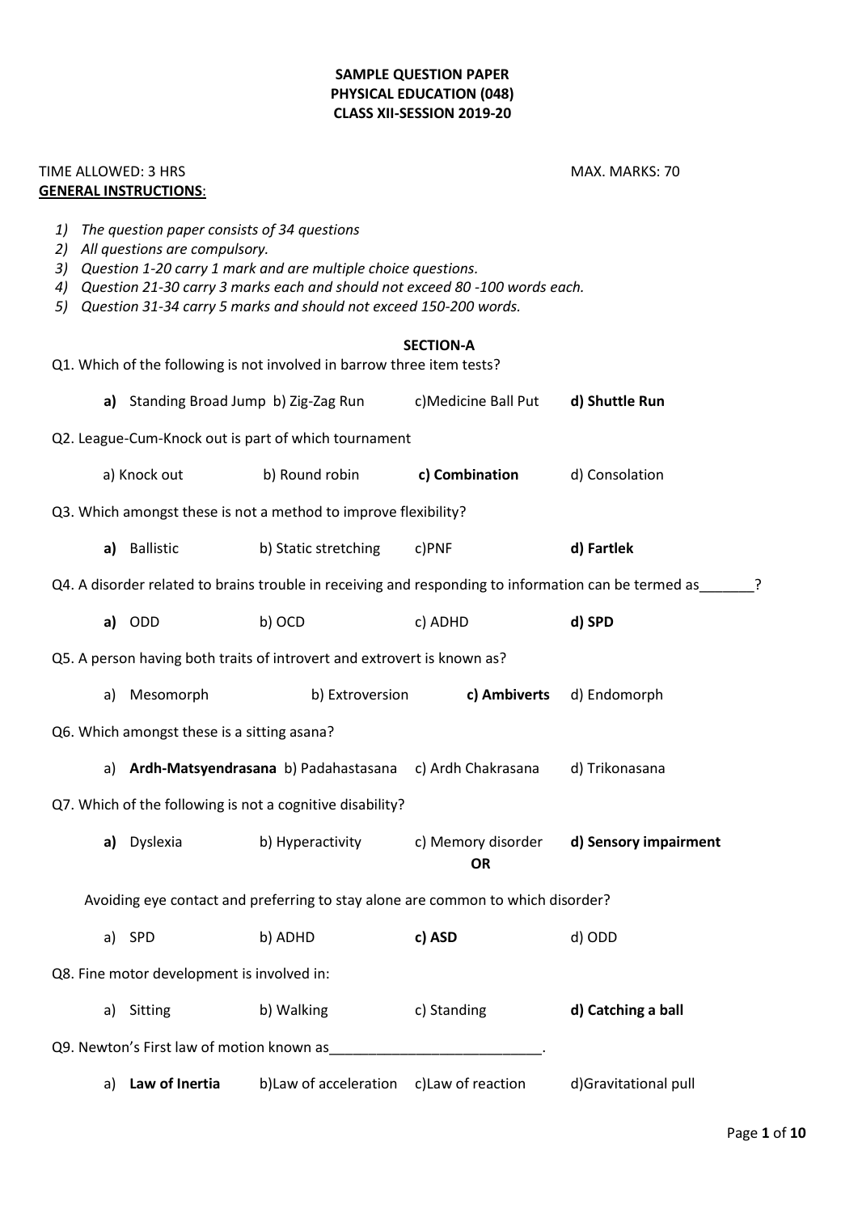**SAMPLE QUESTION PAPER**
**PHYSICAL EDUCATION (048)**
**CLASS XII-SESSION 2019-20**

TIME ALLOWED: 3 HRS MAX. MARKS: 70

**GENERAL INSTRUCTIONS**:

1) *The question paper consists of 34 questions*
2) *All questions are compulsory.*
3) *Question 1-20 carry 1 mark and are multiple choice questions.*
4) *Question 21-30 carry 3 marks each and should not exceed 80 -100 words each.*
5) *Question 31-34 carry 5 marks and should not exceed 150-200 words.*

**SECTION-A**

Q1. Which of the following is not involved in barrow three item tests?

**a)** Standing Broad Jump b) Zig-Zag Run c)Medicine Ball Put **d) Shuttle Run**

Q2. League-Cum-Knock out is part of which tournament

a) Knock out b) Round robin **c) Combination** d) Consolation

Q3. Which amongst these is not a method to improve flexibility?

**a)** Ballistic b) Static stretching c)PNF **d) Fartlek**

Q4. A disorder related to brains trouble in receiving and responding to information can be termed as_______?

**a)** ODD b) OCD c) ADHD **d) SPD**

Q5. A person having both traits of introvert and extrovert is known as?

a) Mesomorph b) Extroversion **c) Ambiverts** d) Endomorph

Q6. Which amongst these is a sitting asana?

a) **Ardh-Matsyendrasana** b) Padahastasana c) Ardh Chakrasana d) Trikonasana

Q7. Which of the following is not a cognitive disability?

**a)** Dyslexia b) Hyperactivity c) Memory disorder **d) Sensory impairment**

**OR**

Avoiding eye contact and preferring to stay alone are common to which disorder?

a) SPD b) ADHD **c) ASD** d) ODD

Q8. Fine motor development is involved in:

a) Sitting b) Walking c) Standing **d) Catching a ball**

Q9. Newton's First law of motion known as___________________________.

a) **Law of Inertia** b)Law of acceleration c)Law of reaction d)Gravitational pull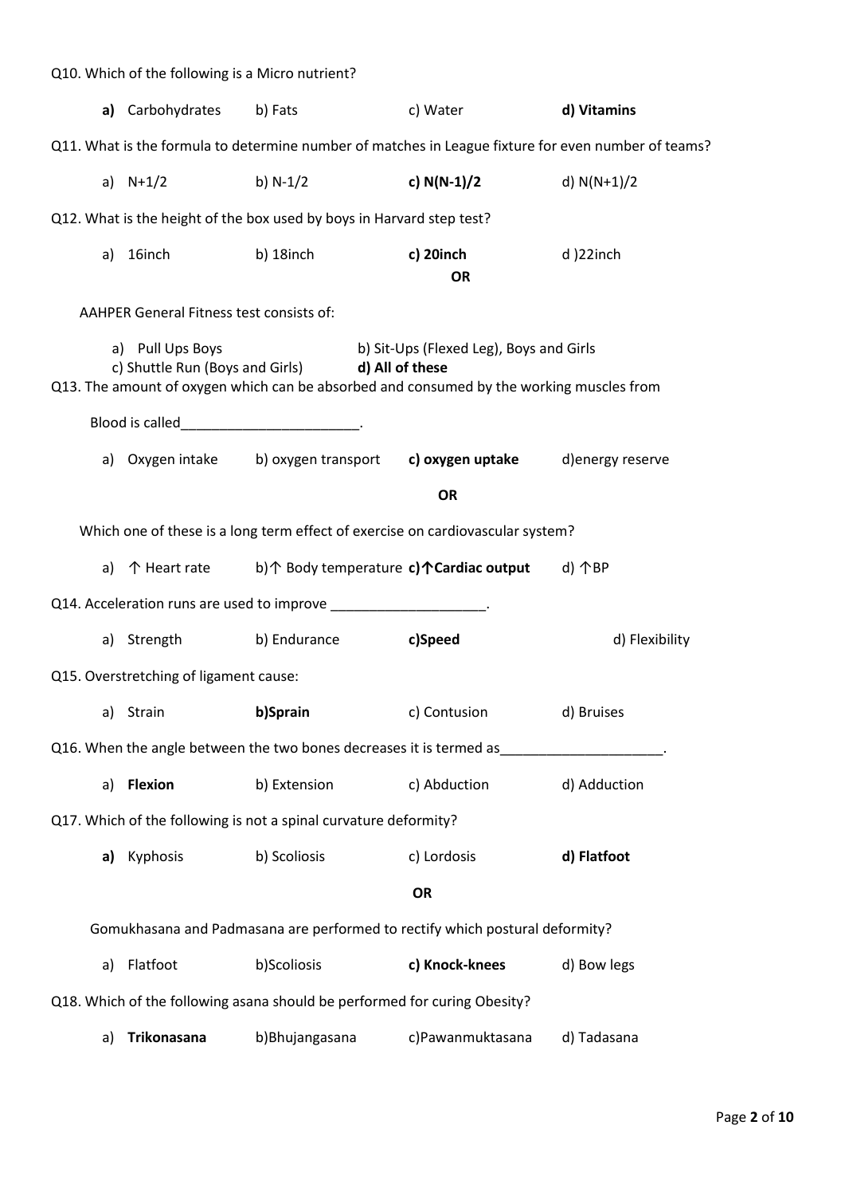Q10. Which of the following is a Micro nutrient?

**a)** Carbohydrates b) Fats c) Water **d) Vitamins**

Q11. What is the formula to determine number of matches in League fixture for even number of teams?

a) N+1/2 b) N-1/2 **c) N(N-1)/2** d) N(N+1)/2

Q12. What is the height of the box used by boys in Harvard step test?

a) 16inch b) 18inch **c) 20inch** d )22inch

**OR**

AAHPER General Fitness test consists of:

a) Pull Ups Boys b) Sit-Ups (Flexed Leg), Boys and Girls
c) Shuttle Run (Boys and Girls) **d) All of these**

Q13. The amount of oxygen which can be absorbed and consumed by the working muscles from Blood is called_______________________.

a) Oxygen intake b) oxygen transport **c) oxygen uptake** d)energy reserve

**OR**

Which one of these is a long term effect of exercise on cardiovascular system?

a) ↑ Heart rate b)↑ Body temperature **c)↑Cardiac output** d) ↑BP

Q14. Acceleration runs are used to improve ____________________.

a) Strength b) Endurance **c)Speed** d) Flexibility

Q15. Overstretching of ligament cause:

a) Strain **b)Sprain** c) Contusion d) Bruises

Q16. When the angle between the two bones decreases it is termed as_____________________.

a) **Flexion** b) Extension c) Abduction d) Adduction

Q17. Which of the following is not a spinal curvature deformity?

**a)** Kyphosis b) Scoliosis c) Lordosis **d) Flatfoot**

**OR**

Gomukhasana and Padmasana are performed to rectify which postural deformity?

a) Flatfoot b)Scoliosis **c) Knock-knees** d) Bow legs

Q18. Which of the following asana should be performed for curing Obesity?

a) **Trikonasana** b)Bhujangasana c)Pawanmuktasana d) Tadasana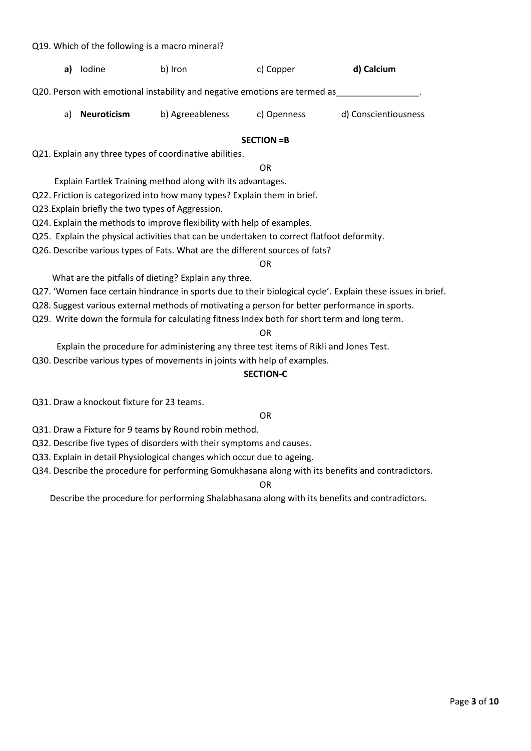Q19. Which of the following is a macro mineral?

**a)** Iodine b) Iron c) Copper **d) Calcium**

Q20. Person with emotional instability and negative emotions are termed as_________________.

a) **Neuroticism** b) Agreeableness c) Openness d) Conscientiousness

## SECTION =B

Q21. Explain any three types of coordinative abilities.

OR

Explain Fartlek Training method along with its advantages.

Q22. Friction is categorized into how many types? Explain them in brief.

Q23.Explain briefly the two types of Aggression.

Q24. Explain the methods to improve flexibility with help of examples.

Q25. Explain the physical activities that can be undertaken to correct flatfoot deformity.

Q26. Describe various types of Fats. What are the different sources of fats?

OR

What are the pitfalls of dieting? Explain any three.

Q27. 'Women face certain hindrance in sports due to their biological cycle'. Explain these issues in brief.

Q28. Suggest various external methods of motivating a person for better performance in sports.

Q29. Write down the formula for calculating fitness Index both for short term and long term.

OR

Explain the procedure for administering any three test items of Rikli and Jones Test.

Q30. Describe various types of movements in joints with help of examples.

## SECTION-C

Q31. Draw a knockout fixture for 23 teams.

OR

Q31. Draw a Fixture for 9 teams by Round robin method.

Q32. Describe five types of disorders with their symptoms and causes.

Q33. Explain in detail Physiological changes which occur due to ageing.

Q34. Describe the procedure for performing Gomukhasana along with its benefits and contradictors.

OR

Describe the procedure for performing Shalabhasana along with its benefits and contradictors.